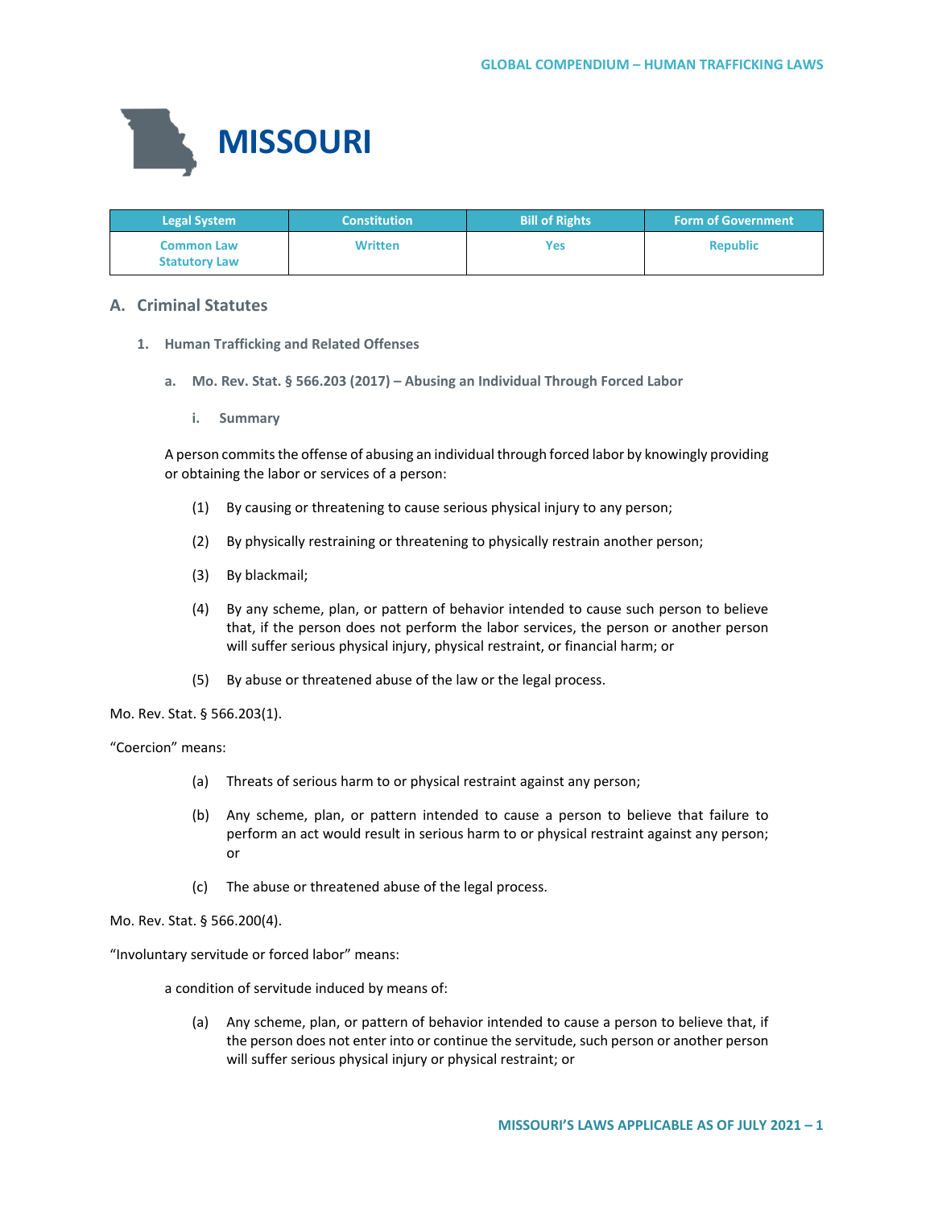# MISSOURI

| Legal System | Constitution | Bill of Rights | Form of Government |
|---|---|---|---|
| Common Law<br>Statutory Law | Written | Yes | Republic |

## A. Criminal Statutes

### 1. Human Trafficking and Related Offenses

#### a. Mo. Rev. Stat. § 566.203 (2017) – Abusing an Individual Through Forced Labor

##### i. Summary

A person commits the offense of abusing an individual through forced labor by knowingly providing or obtaining the labor or services of a person:

(1) By causing or threatening to cause serious physical injury to any person;

(2) By physically restraining or threatening to physically restrain another person;

(3) By blackmail;

(4) By any scheme, plan, or pattern of behavior intended to cause such person to believe that, if the person does not perform the labor services, the person or another person will suffer serious physical injury, physical restraint, or financial harm; or

(5) By abuse or threatened abuse of the law or the legal process.

Mo. Rev. Stat. § 566.203(1).

"Coercion" means:

(a) Threats of serious harm to or physical restraint against any person;

(b) Any scheme, plan, or pattern intended to cause a person to believe that failure to perform an act would result in serious harm to or physical restraint against any person; or

(c) The abuse or threatened abuse of the legal process.

Mo. Rev. Stat. § 566.200(4).

"Involuntary servitude or forced labor" means:

a condition of servitude induced by means of:

(a) Any scheme, plan, or pattern of behavior intended to cause a person to believe that, if the person does not enter into or continue the servitude, such person or another person will suffer serious physical injury or physical restraint; or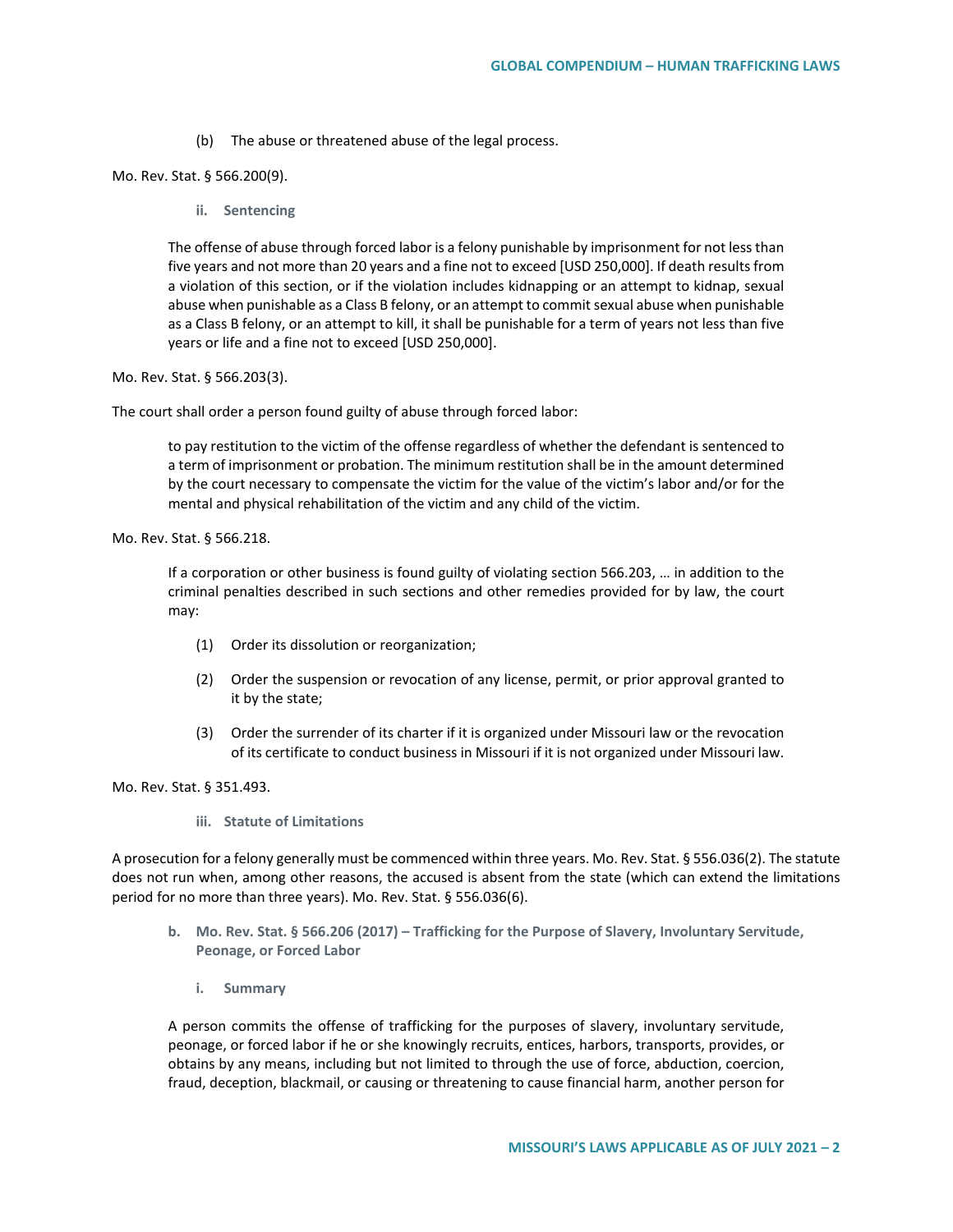(b) The abuse or threatened abuse of the legal process.

Mo. Rev. Stat. § 566.200(9).

#### ii. Sentencing

> The offense of abuse through forced labor is a felony punishable by imprisonment for not less than five years and not more than 20 years and a fine not to exceed [USD 250,000]. If death results from a violation of this section, or if the violation includes kidnapping or an attempt to kidnap, sexual abuse when punishable as a Class B felony, or an attempt to commit sexual abuse when punishable as a Class B felony, or an attempt to kill, it shall be punishable for a term of years not less than five years or life and a fine not to exceed [USD 250,000].

Mo. Rev. Stat. § 566.203(3).

The court shall order a person found guilty of abuse through forced labor:

> to pay restitution to the victim of the offense regardless of whether the defendant is sentenced to a term of imprisonment or probation. The minimum restitution shall be in the amount determined by the court necessary to compensate the victim for the value of the victim's labor and/or for the mental and physical rehabilitation of the victim and any child of the victim.

Mo. Rev. Stat. § 566.218.

> If a corporation or other business is found guilty of violating section 566.203, … in addition to the criminal penalties described in such sections and other remedies provided for by law, the court may:
>
> (1) Order its dissolution or reorganization;
>
> (2) Order the suspension or revocation of any license, permit, or prior approval granted to it by the state;
>
> (3) Order the surrender of its charter if it is organized under Missouri law or the revocation of its certificate to conduct business in Missouri if it is not organized under Missouri law.

Mo. Rev. Stat. § 351.493.

#### iii. Statute of Limitations

A prosecution for a felony generally must be commenced within three years. Mo. Rev. Stat. § 556.036(2). The statute does not run when, among other reasons, the accused is absent from the state (which can extend the limitations period for no more than three years). Mo. Rev. Stat. § 556.036(6).

### b. Mo. Rev. Stat. § 566.206 (2017) – Trafficking for the Purpose of Slavery, Involuntary Servitude, Peonage, or Forced Labor

#### i. Summary

> A person commits the offense of trafficking for the purposes of slavery, involuntary servitude, peonage, or forced labor if he or she knowingly recruits, entices, harbors, transports, provides, or obtains by any means, including but not limited to through the use of force, abduction, coercion, fraud, deception, blackmail, or causing or threatening to cause financial harm, another person for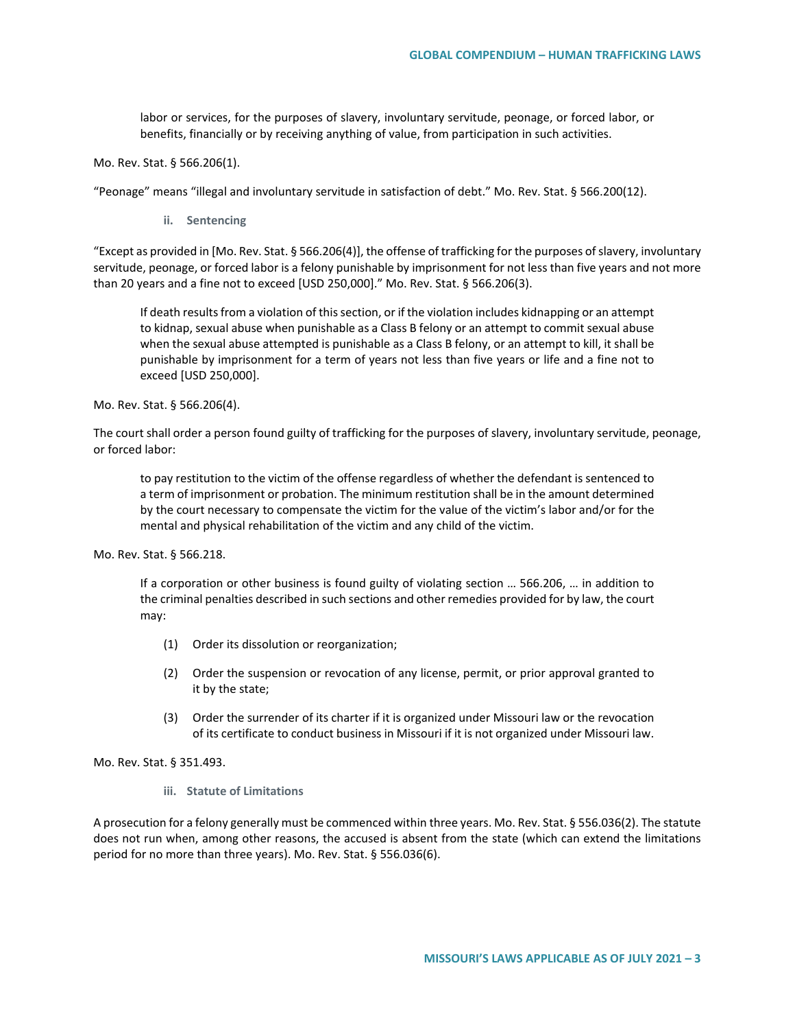> labor or services, for the purposes of slavery, involuntary servitude, peonage, or forced labor, or benefits, financially or by receiving anything of value, from participation in such activities.

Mo. Rev. Stat. § 566.206(1).

"Peonage" means "illegal and involuntary servitude in satisfaction of debt." Mo. Rev. Stat. § 566.200(12).

#### ii. Sentencing

"Except as provided in [Mo. Rev. Stat. § 566.206(4)], the offense of trafficking for the purposes of slavery, involuntary servitude, peonage, or forced labor is a felony punishable by imprisonment for not less than five years and not more than 20 years and a fine not to exceed [USD 250,000]." Mo. Rev. Stat. § 566.206(3).

> If death results from a violation of this section, or if the violation includes kidnapping or an attempt to kidnap, sexual abuse when punishable as a Class B felony or an attempt to commit sexual abuse when the sexual abuse attempted is punishable as a Class B felony, or an attempt to kill, it shall be punishable by imprisonment for a term of years not less than five years or life and a fine not to exceed [USD 250,000].

Mo. Rev. Stat. § 566.206(4).

The court shall order a person found guilty of trafficking for the purposes of slavery, involuntary servitude, peonage, or forced labor:

> to pay restitution to the victim of the offense regardless of whether the defendant is sentenced to a term of imprisonment or probation. The minimum restitution shall be in the amount determined by the court necessary to compensate the victim for the value of the victim's labor and/or for the mental and physical rehabilitation of the victim and any child of the victim.

Mo. Rev. Stat. § 566.218.

> If a corporation or other business is found guilty of violating section … 566.206, … in addition to the criminal penalties described in such sections and other remedies provided for by law, the court may:
>
> (1) Order its dissolution or reorganization;
>
> (2) Order the suspension or revocation of any license, permit, or prior approval granted to it by the state;
>
> (3) Order the surrender of its charter if it is organized under Missouri law or the revocation of its certificate to conduct business in Missouri if it is not organized under Missouri law.

Mo. Rev. Stat. § 351.493.

#### iii. Statute of Limitations

A prosecution for a felony generally must be commenced within three years. Mo. Rev. Stat. § 556.036(2). The statute does not run when, among other reasons, the accused is absent from the state (which can extend the limitations period for no more than three years). Mo. Rev. Stat. § 556.036(6).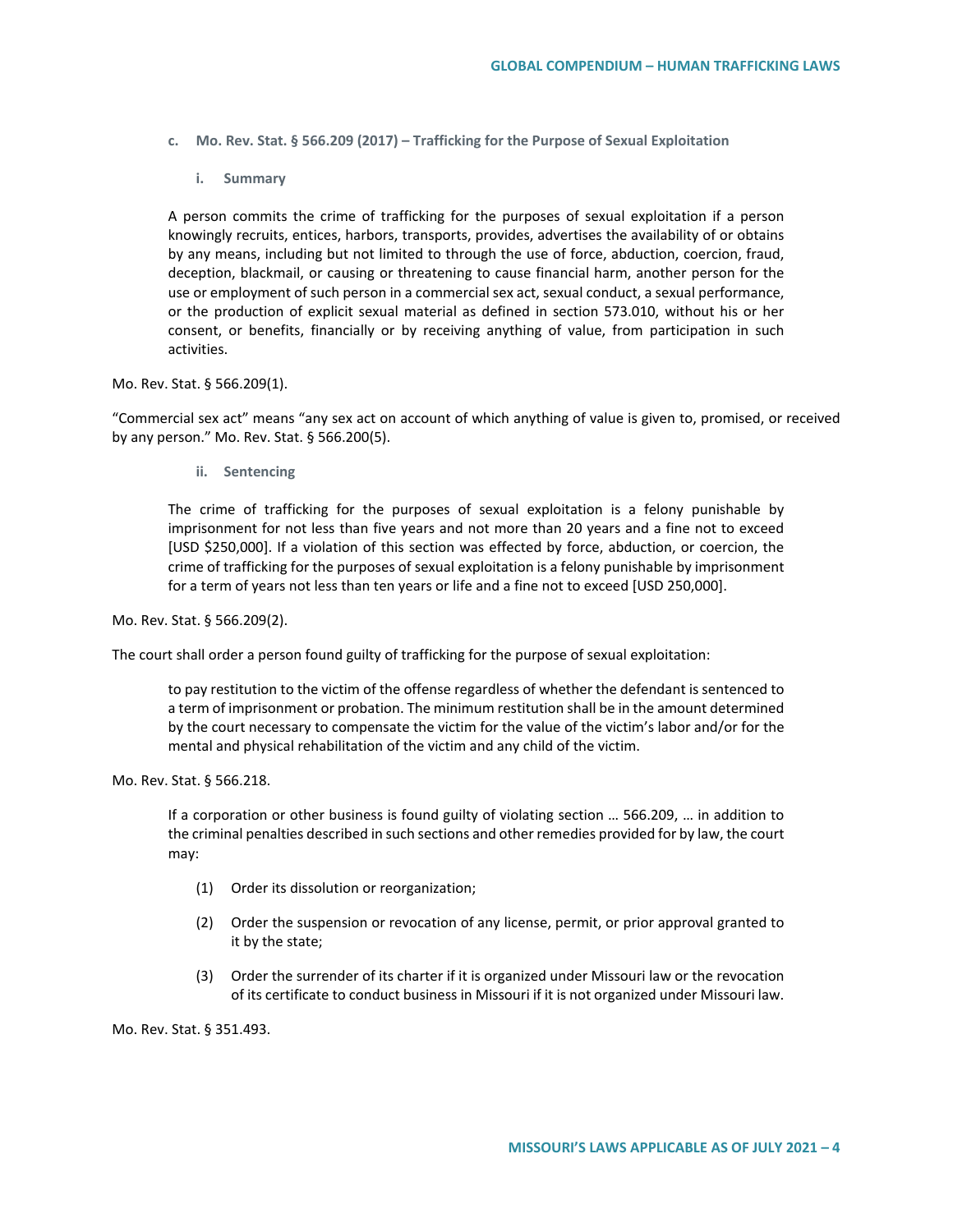### c. Mo. Rev. Stat. § 566.209 (2017) – Trafficking for the Purpose of Sexual Exploitation

#### i. Summary

> A person commits the crime of trafficking for the purposes of sexual exploitation if a person knowingly recruits, entices, harbors, transports, provides, advertises the availability of or obtains by any means, including but not limited to through the use of force, abduction, coercion, fraud, deception, blackmail, or causing or threatening to cause financial harm, another person for the use or employment of such person in a commercial sex act, sexual conduct, a sexual performance, or the production of explicit sexual material as defined in section 573.010, without his or her consent, or benefits, financially or by receiving anything of value, from participation in such activities.

Mo. Rev. Stat. § 566.209(1).

"Commercial sex act" means "any sex act on account of which anything of value is given to, promised, or received by any person." Mo. Rev. Stat. § 566.200(5).

#### ii. Sentencing

> The crime of trafficking for the purposes of sexual exploitation is a felony punishable by imprisonment for not less than five years and not more than 20 years and a fine not to exceed [USD $250,000]. If a violation of this section was effected by force, abduction, or coercion, the crime of trafficking for the purposes of sexual exploitation is a felony punishable by imprisonment for a term of years not less than ten years or life and a fine not to exceed [USD 250,000].

Mo. Rev. Stat. § 566.209(2).

The court shall order a person found guilty of trafficking for the purpose of sexual exploitation:

> to pay restitution to the victim of the offense regardless of whether the defendant is sentenced to a term of imprisonment or probation. The minimum restitution shall be in the amount determined by the court necessary to compensate the victim for the value of the victim's labor and/or for the mental and physical rehabilitation of the victim and any child of the victim.

Mo. Rev. Stat. § 566.218.

> If a corporation or other business is found guilty of violating section … 566.209, … in addition to the criminal penalties described in such sections and other remedies provided for by law, the court may:
>
> (1) Order its dissolution or reorganization;
>
> (2) Order the suspension or revocation of any license, permit, or prior approval granted to it by the state;
>
> (3) Order the surrender of its charter if it is organized under Missouri law or the revocation of its certificate to conduct business in Missouri if it is not organized under Missouri law.

Mo. Rev. Stat. § 351.493.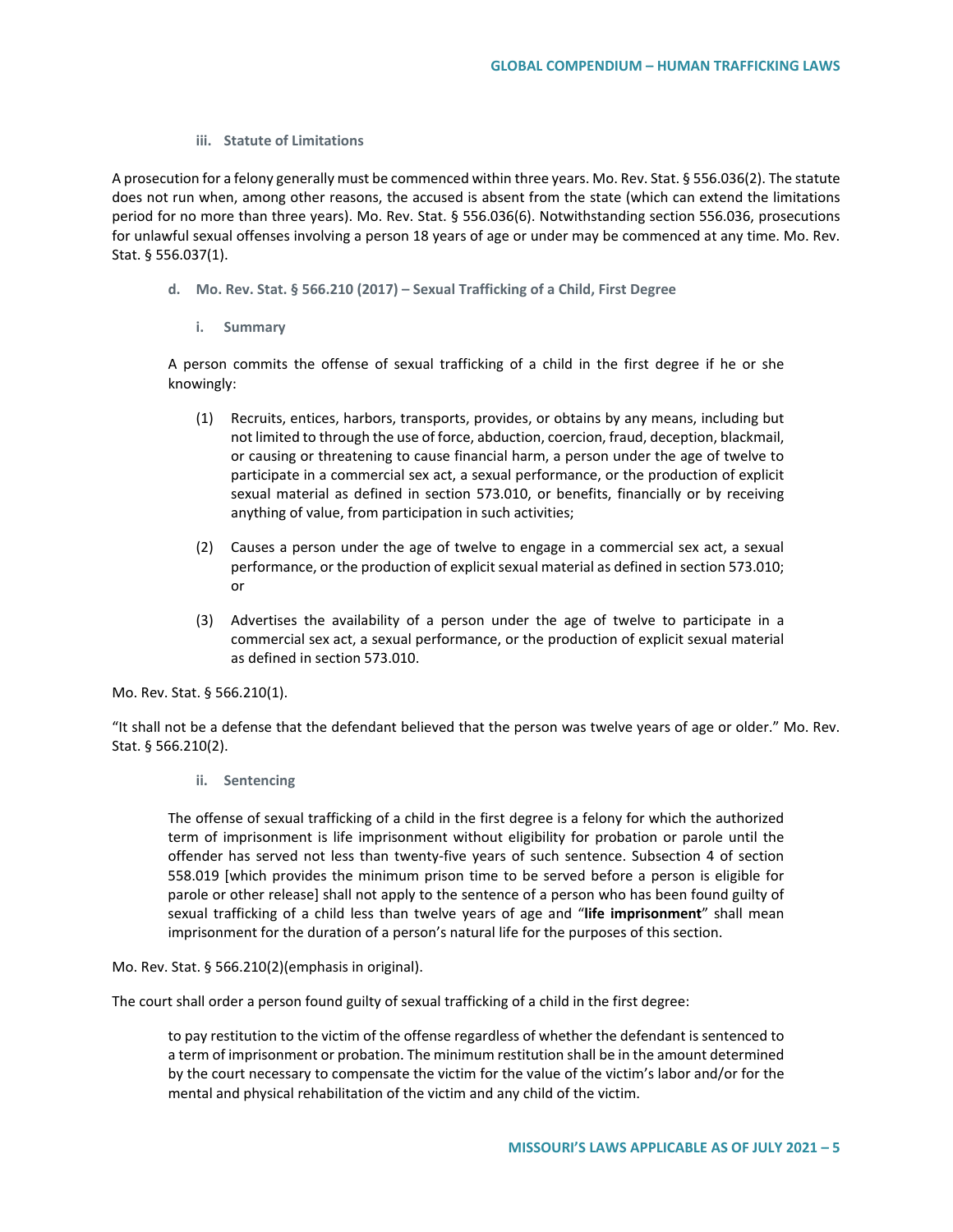#### iii. Statute of Limitations

A prosecution for a felony generally must be commenced within three years. Mo. Rev. Stat. § 556.036(2). The statute does not run when, among other reasons, the accused is absent from the state (which can extend the limitations period for no more than three years). Mo. Rev. Stat. § 556.036(6). Notwithstanding section 556.036, prosecutions for unlawful sexual offenses involving a person 18 years of age or under may be commenced at any time. Mo. Rev. Stat. § 556.037(1).

### d. Mo. Rev. Stat. § 566.210 (2017) – Sexual Trafficking of a Child, First Degree

#### i. Summary

> A person commits the offense of sexual trafficking of a child in the first degree if he or she knowingly:
>
> (1) Recruits, entices, harbors, transports, provides, or obtains by any means, including but not limited to through the use of force, abduction, coercion, fraud, deception, blackmail, or causing or threatening to cause financial harm, a person under the age of twelve to participate in a commercial sex act, a sexual performance, or the production of explicit sexual material as defined in section 573.010, or benefits, financially or by receiving anything of value, from participation in such activities;
>
> (2) Causes a person under the age of twelve to engage in a commercial sex act, a sexual performance, or the production of explicit sexual material as defined in section 573.010; or
>
> (3) Advertises the availability of a person under the age of twelve to participate in a commercial sex act, a sexual performance, or the production of explicit sexual material as defined in section 573.010.

Mo. Rev. Stat. § 566.210(1).

"It shall not be a defense that the defendant believed that the person was twelve years of age or older." Mo. Rev. Stat. § 566.210(2).

#### ii. Sentencing

> The offense of sexual trafficking of a child in the first degree is a felony for which the authorized term of imprisonment is life imprisonment without eligibility for probation or parole until the offender has served not less than twenty-five years of such sentence. Subsection 4 of section 558.019 [which provides the minimum prison time to be served before a person is eligible for parole or other release] shall not apply to the sentence of a person who has been found guilty of sexual trafficking of a child less than twelve years of age and "**life imprisonment**" shall mean imprisonment for the duration of a person's natural life for the purposes of this section.

Mo. Rev. Stat. § 566.210(2)(emphasis in original).

The court shall order a person found guilty of sexual trafficking of a child in the first degree:

> to pay restitution to the victim of the offense regardless of whether the defendant is sentenced to a term of imprisonment or probation. The minimum restitution shall be in the amount determined by the court necessary to compensate the victim for the value of the victim's labor and/or for the mental and physical rehabilitation of the victim and any child of the victim.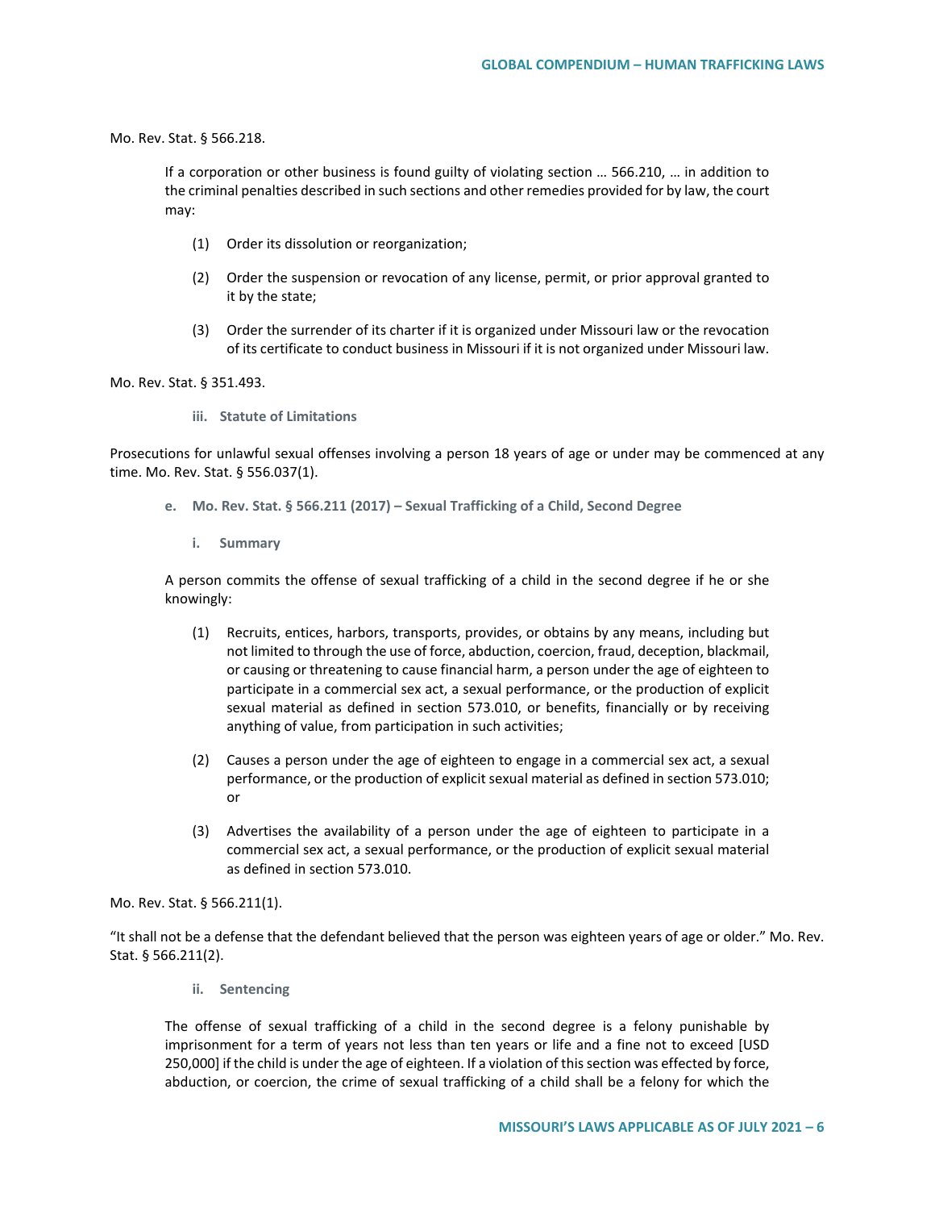Mo. Rev. Stat. § 566.218.

> If a corporation or other business is found guilty of violating section … 566.210, … in addition to the criminal penalties described in such sections and other remedies provided for by law, the court may:
>
> (1) Order its dissolution or reorganization;
>
> (2) Order the suspension or revocation of any license, permit, or prior approval granted to it by the state;
>
> (3) Order the surrender of its charter if it is organized under Missouri law or the revocation of its certificate to conduct business in Missouri if it is not organized under Missouri law.

Mo. Rev. Stat. § 351.493.

##### iii. Statute of Limitations

Prosecutions for unlawful sexual offenses involving a person 18 years of age or under may be commenced at any time. Mo. Rev. Stat. § 556.037(1).

#### e. Mo. Rev. Stat. § 566.211 (2017) – Sexual Trafficking of a Child, Second Degree

##### i. Summary

> A person commits the offense of sexual trafficking of a child in the second degree if he or she knowingly:
>
> (1) Recruits, entices, harbors, transports, provides, or obtains by any means, including but not limited to through the use of force, abduction, coercion, fraud, deception, blackmail, or causing or threatening to cause financial harm, a person under the age of eighteen to participate in a commercial sex act, a sexual performance, or the production of explicit sexual material as defined in section 573.010, or benefits, financially or by receiving anything of value, from participation in such activities;
>
> (2) Causes a person under the age of eighteen to engage in a commercial sex act, a sexual performance, or the production of explicit sexual material as defined in section 573.010; or
>
> (3) Advertises the availability of a person under the age of eighteen to participate in a commercial sex act, a sexual performance, or the production of explicit sexual material as defined in section 573.010.

Mo. Rev. Stat. § 566.211(1).

"It shall not be a defense that the defendant believed that the person was eighteen years of age or older." Mo. Rev. Stat. § 566.211(2).

##### ii. Sentencing

> The offense of sexual trafficking of a child in the second degree is a felony punishable by imprisonment for a term of years not less than ten years or life and a fine not to exceed [USD 250,000] if the child is under the age of eighteen. If a violation of this section was effected by force, abduction, or coercion, the crime of sexual trafficking of a child shall be a felony for which the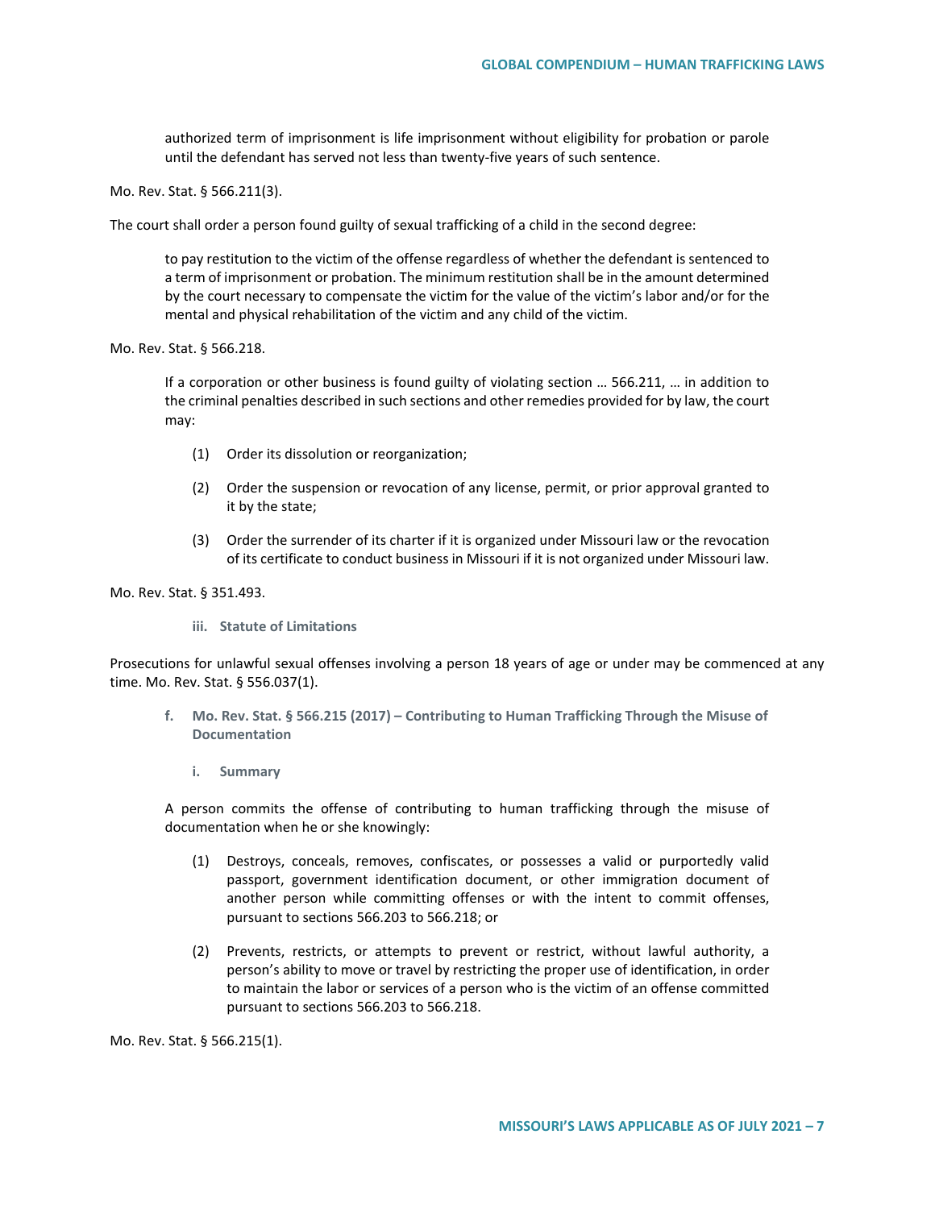> authorized term of imprisonment is life imprisonment without eligibility for probation or parole until the defendant has served not less than twenty-five years of such sentence.

Mo. Rev. Stat. § 566.211(3).

The court shall order a person found guilty of sexual trafficking of a child in the second degree:

> to pay restitution to the victim of the offense regardless of whether the defendant is sentenced to a term of imprisonment or probation. The minimum restitution shall be in the amount determined by the court necessary to compensate the victim for the value of the victim's labor and/or for the mental and physical rehabilitation of the victim and any child of the victim.

Mo. Rev. Stat. § 566.218.

> If a corporation or other business is found guilty of violating section … 566.211, … in addition to the criminal penalties described in such sections and other remedies provided for by law, the court may:
>
> (1) Order its dissolution or reorganization;
>
> (2) Order the suspension or revocation of any license, permit, or prior approval granted to it by the state;
>
> (3) Order the surrender of its charter if it is organized under Missouri law or the revocation of its certificate to conduct business in Missouri if it is not organized under Missouri law.

Mo. Rev. Stat. § 351.493.

##### iii. Statute of Limitations

Prosecutions for unlawful sexual offenses involving a person 18 years of age or under may be commenced at any time. Mo. Rev. Stat. § 556.037(1).

#### f. Mo. Rev. Stat. § 566.215 (2017) – Contributing to Human Trafficking Through the Misuse of Documentation

##### i. Summary

A person commits the offense of contributing to human trafficking through the misuse of documentation when he or she knowingly:

> (1) Destroys, conceals, removes, confiscates, or possesses a valid or purportedly valid passport, government identification document, or other immigration document of another person while committing offenses or with the intent to commit offenses, pursuant to sections 566.203 to 566.218; or
>
> (2) Prevents, restricts, or attempts to prevent or restrict, without lawful authority, a person's ability to move or travel by restricting the proper use of identification, in order to maintain the labor or services of a person who is the victim of an offense committed pursuant to sections 566.203 to 566.218.

Mo. Rev. Stat. § 566.215(1).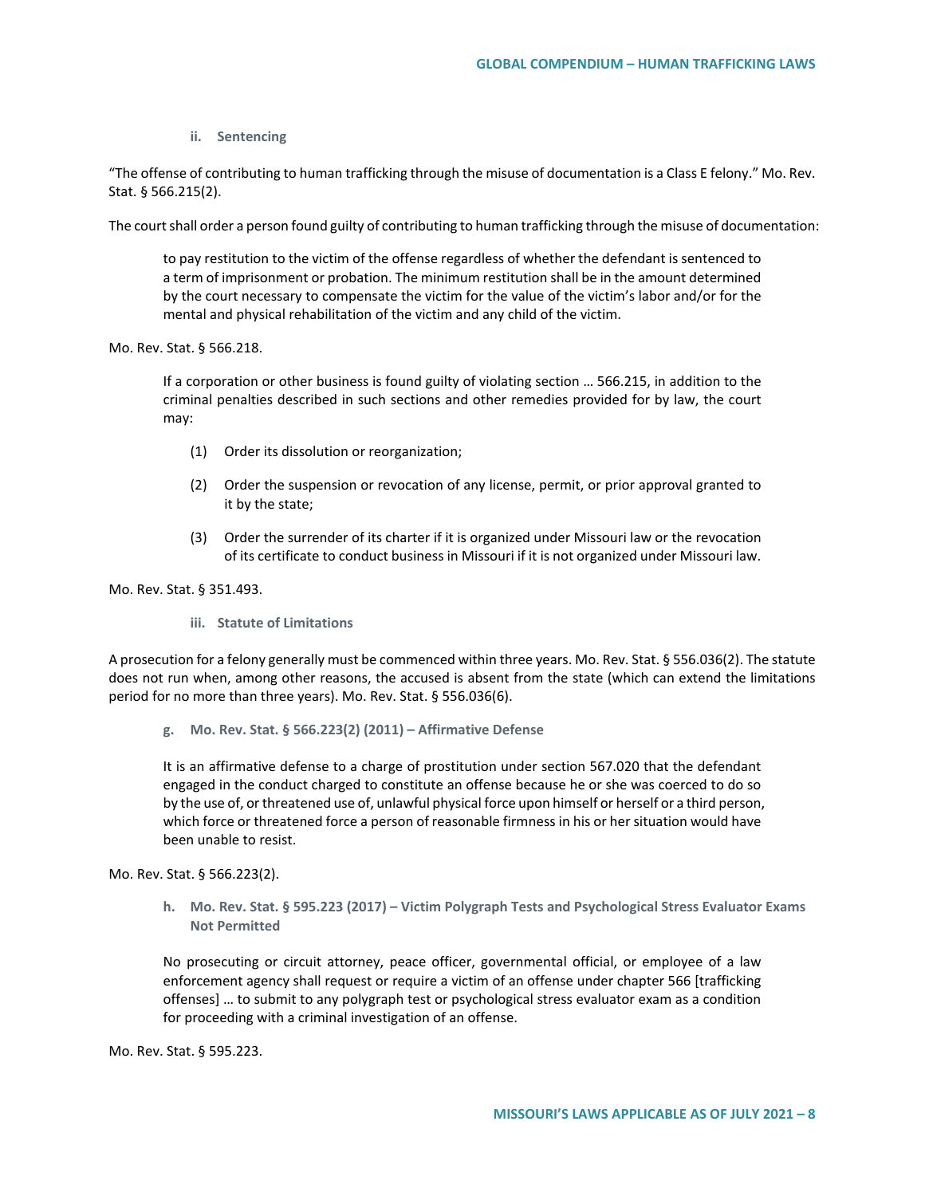#### ii. Sentencing

"The offense of contributing to human trafficking through the misuse of documentation is a Class E felony." Mo. Rev. Stat. § 566.215(2).

The court shall order a person found guilty of contributing to human trafficking through the misuse of documentation:

> to pay restitution to the victim of the offense regardless of whether the defendant is sentenced to a term of imprisonment or probation. The minimum restitution shall be in the amount determined by the court necessary to compensate the victim for the value of the victim's labor and/or for the mental and physical rehabilitation of the victim and any child of the victim.

Mo. Rev. Stat. § 566.218.

> If a corporation or other business is found guilty of violating section … 566.215, in addition to the criminal penalties described in such sections and other remedies provided for by law, the court may:
>
> (1) Order its dissolution or reorganization;
>
> (2) Order the suspension or revocation of any license, permit, or prior approval granted to it by the state;
>
> (3) Order the surrender of its charter if it is organized under Missouri law or the revocation of its certificate to conduct business in Missouri if it is not organized under Missouri law.

Mo. Rev. Stat. § 351.493.

#### iii. Statute of Limitations

A prosecution for a felony generally must be commenced within three years. Mo. Rev. Stat. § 556.036(2). The statute does not run when, among other reasons, the accused is absent from the state (which can extend the limitations period for no more than three years). Mo. Rev. Stat. § 556.036(6).

### g. Mo. Rev. Stat. § 566.223(2) (2011) – Affirmative Defense

> It is an affirmative defense to a charge of prostitution under section 567.020 that the defendant engaged in the conduct charged to constitute an offense because he or she was coerced to do so by the use of, or threatened use of, unlawful physical force upon himself or herself or a third person, which force or threatened force a person of reasonable firmness in his or her situation would have been unable to resist.

Mo. Rev. Stat. § 566.223(2).

### h. Mo. Rev. Stat. § 595.223 (2017) – Victim Polygraph Tests and Psychological Stress Evaluator Exams Not Permitted

> No prosecuting or circuit attorney, peace officer, governmental official, or employee of a law enforcement agency shall request or require a victim of an offense under chapter 566 [trafficking offenses] … to submit to any polygraph test or psychological stress evaluator exam as a condition for proceeding with a criminal investigation of an offense.

Mo. Rev. Stat. § 595.223.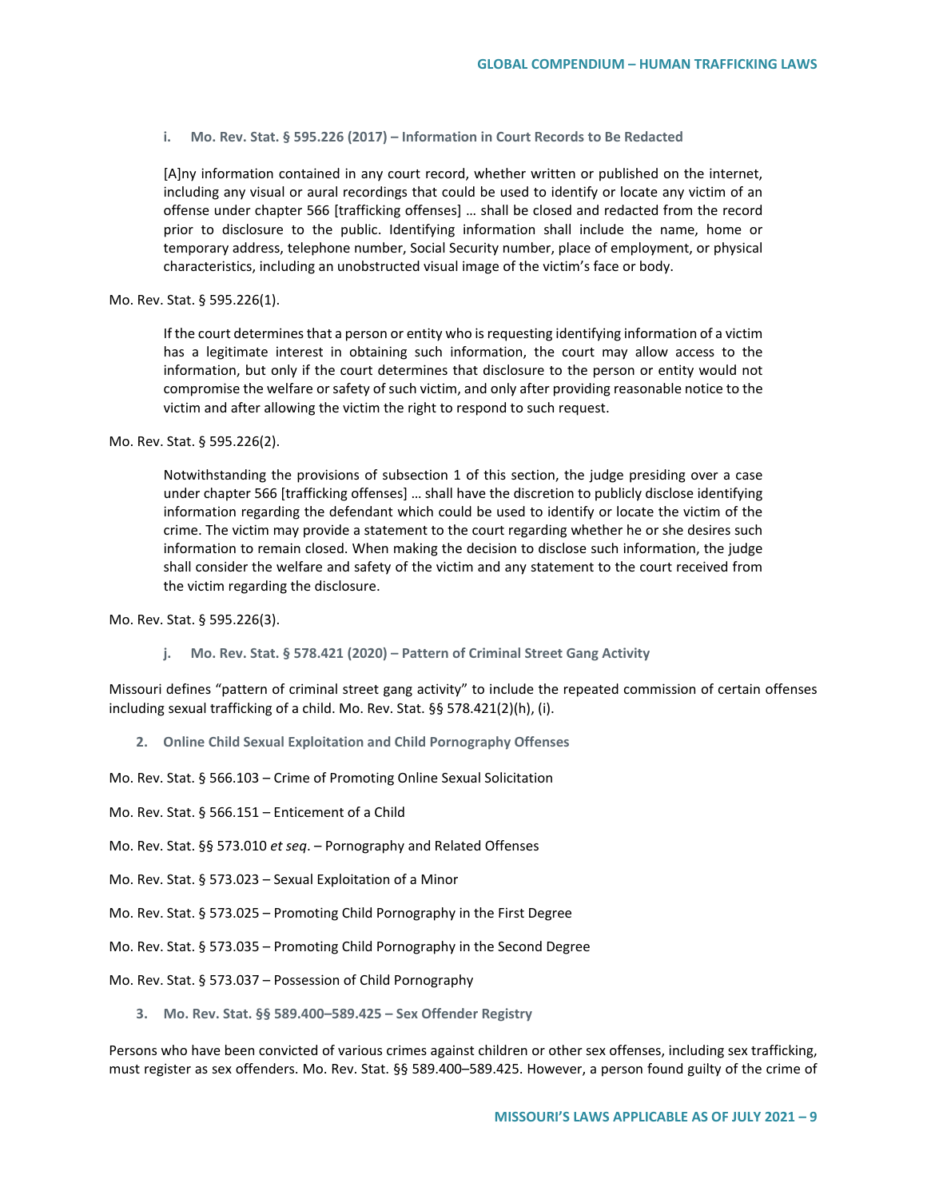#### i. Mo. Rev. Stat. § 595.226 (2017) – Information in Court Records to Be Redacted

> [A]ny information contained in any court record, whether written or published on the internet, including any visual or aural recordings that could be used to identify or locate any victim of an offense under chapter 566 [trafficking offenses] … shall be closed and redacted from the record prior to disclosure to the public. Identifying information shall include the name, home or temporary address, telephone number, Social Security number, place of employment, or physical characteristics, including an unobstructed visual image of the victim's face or body.

Mo. Rev. Stat. § 595.226(1).

> If the court determines that a person or entity who is requesting identifying information of a victim has a legitimate interest in obtaining such information, the court may allow access to the information, but only if the court determines that disclosure to the person or entity would not compromise the welfare or safety of such victim, and only after providing reasonable notice to the victim and after allowing the victim the right to respond to such request.

Mo. Rev. Stat. § 595.226(2).

> Notwithstanding the provisions of subsection 1 of this section, the judge presiding over a case under chapter 566 [trafficking offenses] … shall have the discretion to publicly disclose identifying information regarding the defendant which could be used to identify or locate the victim of the crime. The victim may provide a statement to the court regarding whether he or she desires such information to remain closed. When making the decision to disclose such information, the judge shall consider the welfare and safety of the victim and any statement to the court received from the victim regarding the disclosure.

Mo. Rev. Stat. § 595.226(3).

#### j. Mo. Rev. Stat. § 578.421 (2020) – Pattern of Criminal Street Gang Activity

Missouri defines "pattern of criminal street gang activity" to include the repeated commission of certain offenses including sexual trafficking of a child. Mo. Rev. Stat. §§ 578.421(2)(h), (i).

### 2. Online Child Sexual Exploitation and Child Pornography Offenses

Mo. Rev. Stat. § 566.103 – Crime of Promoting Online Sexual Solicitation

Mo. Rev. Stat. § 566.151 – Enticement of a Child

Mo. Rev. Stat. §§ 573.010 *et seq*. – Pornography and Related Offenses

Mo. Rev. Stat. § 573.023 – Sexual Exploitation of a Minor

Mo. Rev. Stat. § 573.025 – Promoting Child Pornography in the First Degree

Mo. Rev. Stat. § 573.035 – Promoting Child Pornography in the Second Degree

Mo. Rev. Stat. § 573.037 – Possession of Child Pornography

### 3. Mo. Rev. Stat. §§ 589.400–589.425 – Sex Offender Registry

Persons who have been convicted of various crimes against children or other sex offenses, including sex trafficking, must register as sex offenders. Mo. Rev. Stat. §§ 589.400–589.425. However, a person found guilty of the crime of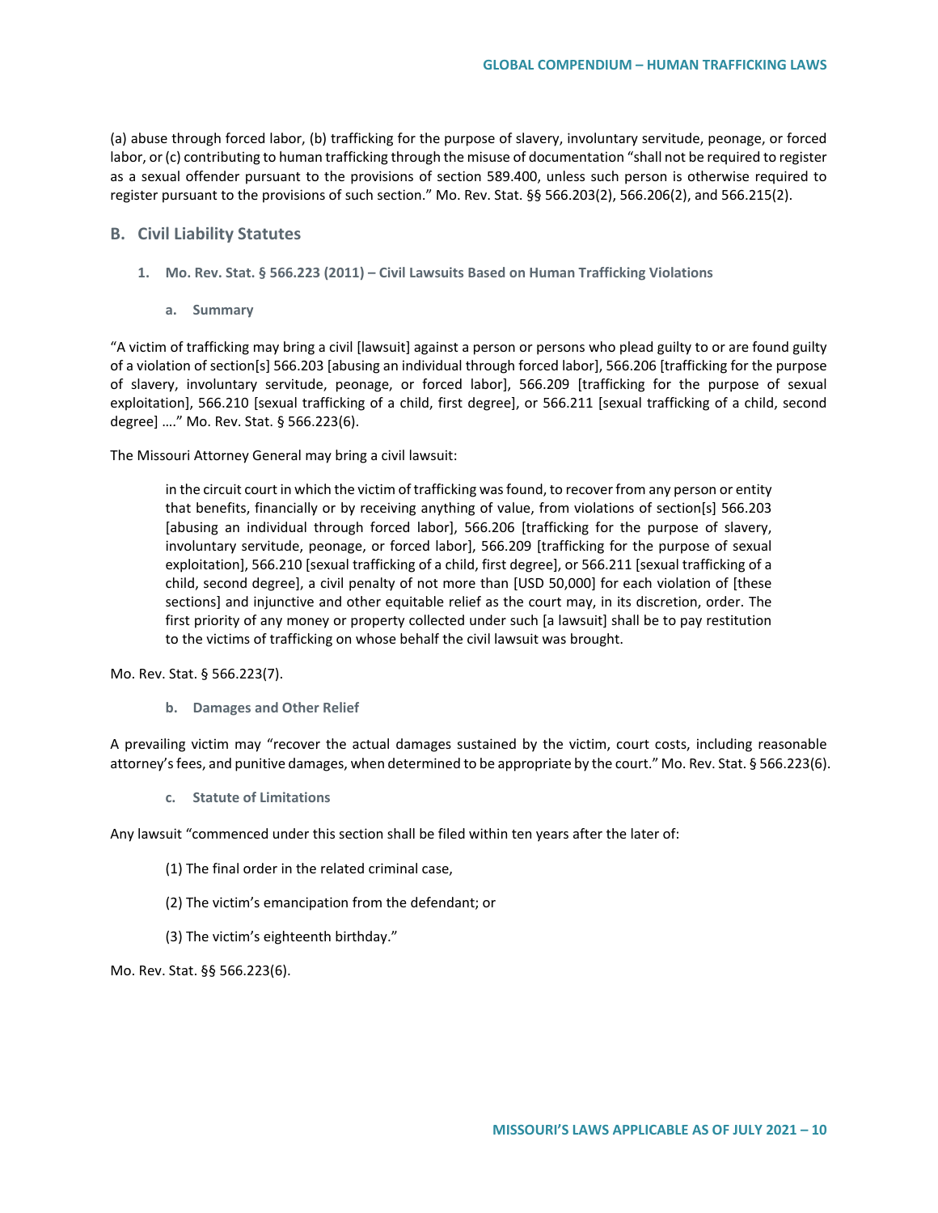(a) abuse through forced labor, (b) trafficking for the purpose of slavery, involuntary servitude, peonage, or forced labor, or (c) contributing to human trafficking through the misuse of documentation "shall not be required to register as a sexual offender pursuant to the provisions of section 589.400, unless such person is otherwise required to register pursuant to the provisions of such section." Mo. Rev. Stat. §§ 566.203(2), 566.206(2), and 566.215(2).

## B. Civil Liability Statutes

### 1. Mo. Rev. Stat. § 566.223 (2011) – Civil Lawsuits Based on Human Trafficking Violations

#### a. Summary

"A victim of trafficking may bring a civil [lawsuit] against a person or persons who plead guilty to or are found guilty of a violation of section[s] 566.203 [abusing an individual through forced labor], 566.206 [trafficking for the purpose of slavery, involuntary servitude, peonage, or forced labor], 566.209 [trafficking for the purpose of sexual exploitation], 566.210 [sexual trafficking of a child, first degree], or 566.211 [sexual trafficking of a child, second degree] …." Mo. Rev. Stat. § 566.223(6).

The Missouri Attorney General may bring a civil lawsuit:

> in the circuit court in which the victim of trafficking was found, to recover from any person or entity that benefits, financially or by receiving anything of value, from violations of section[s] 566.203 [abusing an individual through forced labor], 566.206 [trafficking for the purpose of slavery, involuntary servitude, peonage, or forced labor], 566.209 [trafficking for the purpose of sexual exploitation], 566.210 [sexual trafficking of a child, first degree], or 566.211 [sexual trafficking of a child, second degree], a civil penalty of not more than [USD 50,000] for each violation of [these sections] and injunctive and other equitable relief as the court may, in its discretion, order. The first priority of any money or property collected under such [a lawsuit] shall be to pay restitution to the victims of trafficking on whose behalf the civil lawsuit was brought.

Mo. Rev. Stat. § 566.223(7).

#### b. Damages and Other Relief

A prevailing victim may "recover the actual damages sustained by the victim, court costs, including reasonable attorney's fees, and punitive damages, when determined to be appropriate by the court." Mo. Rev. Stat. § 566.223(6).

#### c. Statute of Limitations

Any lawsuit "commenced under this section shall be filed within ten years after the later of:

> (1) The final order in the related criminal case,
>
> (2) The victim's emancipation from the defendant; or
>
> (3) The victim's eighteenth birthday."

Mo. Rev. Stat. §§ 566.223(6).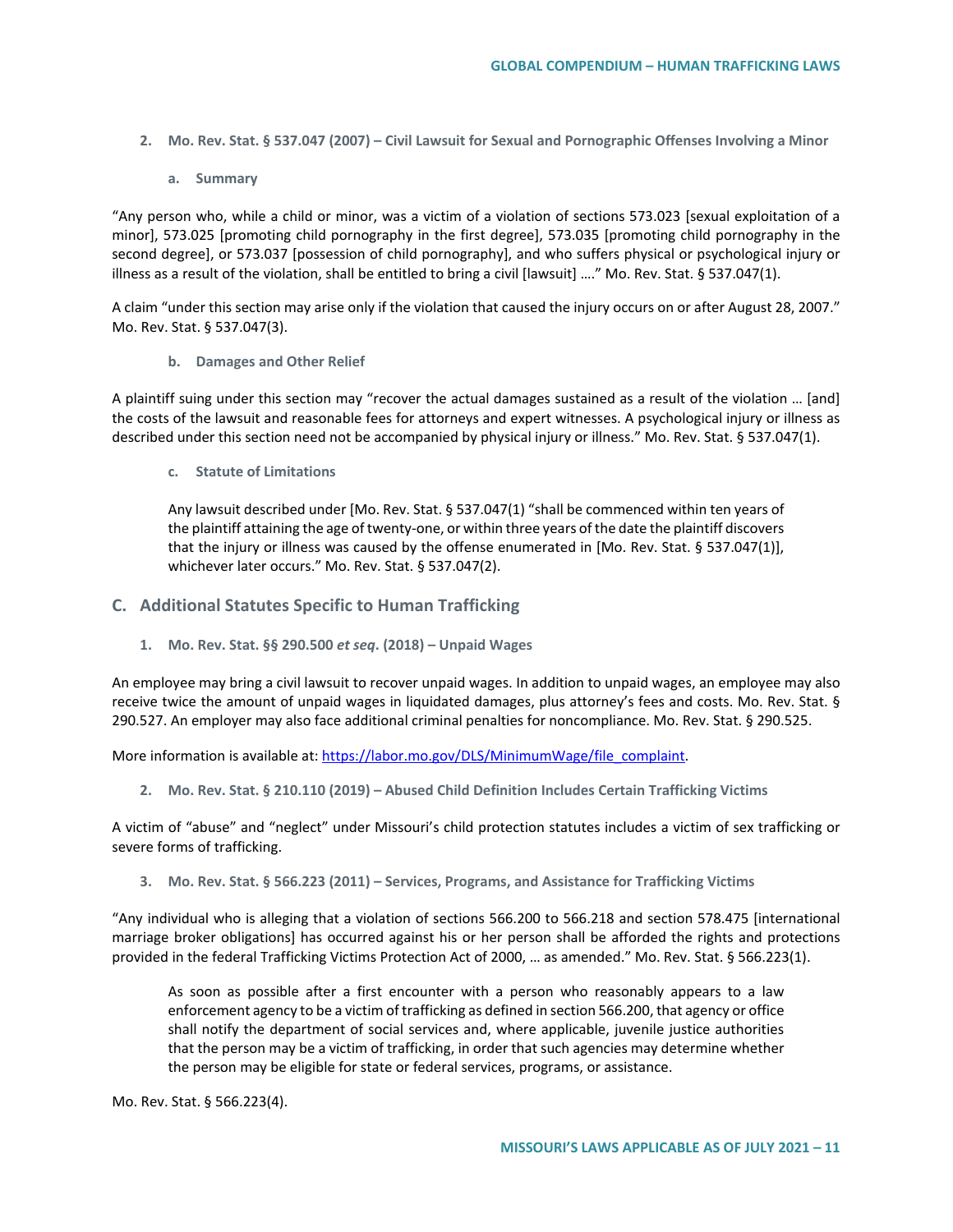### 2. Mo. Rev. Stat. § 537.047 (2007) – Civil Lawsuit for Sexual and Pornographic Offenses Involving a Minor

#### a. Summary

"Any person who, while a child or minor, was a victim of a violation of sections 573.023 [sexual exploitation of a minor], 573.025 [promoting child pornography in the first degree], 573.035 [promoting child pornography in the second degree], or 573.037 [possession of child pornography], and who suffers physical or psychological injury or illness as a result of the violation, shall be entitled to bring a civil [lawsuit] …." Mo. Rev. Stat. § 537.047(1).

A claim "under this section may arise only if the violation that caused the injury occurs on or after August 28, 2007." Mo. Rev. Stat. § 537.047(3).

#### b. Damages and Other Relief

A plaintiff suing under this section may "recover the actual damages sustained as a result of the violation … [and] the costs of the lawsuit and reasonable fees for attorneys and expert witnesses. A psychological injury or illness as described under this section need not be accompanied by physical injury or illness." Mo. Rev. Stat. § 537.047(1).

#### c. Statute of Limitations

> Any lawsuit described under [Mo. Rev. Stat. § 537.047(1) "shall be commenced within ten years of the plaintiff attaining the age of twenty-one, or within three years of the date the plaintiff discovers that the injury or illness was caused by the offense enumerated in [Mo. Rev. Stat. § 537.047(1)], whichever later occurs." Mo. Rev. Stat. § 537.047(2).

## C. Additional Statutes Specific to Human Trafficking

### 1. Mo. Rev. Stat. §§ 290.500 *et seq*. (2018) – Unpaid Wages

An employee may bring a civil lawsuit to recover unpaid wages. In addition to unpaid wages, an employee may also receive twice the amount of unpaid wages in liquidated damages, plus attorney's fees and costs. Mo. Rev. Stat. § 290.527. An employer may also face additional criminal penalties for noncompliance. Mo. Rev. Stat. § 290.525.

More information is available at: [https://labor.mo.gov/DLS/MinimumWage/file_complaint](https://labor.mo.gov/DLS/MinimumWage/file_complaint).

### 2. Mo. Rev. Stat. § 210.110 (2019) – Abused Child Definition Includes Certain Trafficking Victims

A victim of "abuse" and "neglect" under Missouri's child protection statutes includes a victim of sex trafficking or severe forms of trafficking.

### 3. Mo. Rev. Stat. § 566.223 (2011) – Services, Programs, and Assistance for Trafficking Victims

"Any individual who is alleging that a violation of sections 566.200 to 566.218 and section 578.475 [international marriage broker obligations] has occurred against his or her person shall be afforded the rights and protections provided in the federal Trafficking Victims Protection Act of 2000, … as amended." Mo. Rev. Stat. § 566.223(1).

> As soon as possible after a first encounter with a person who reasonably appears to a law enforcement agency to be a victim of trafficking as defined in section 566.200, that agency or office shall notify the department of social services and, where applicable, juvenile justice authorities that the person may be a victim of trafficking, in order that such agencies may determine whether the person may be eligible for state or federal services, programs, or assistance.

Mo. Rev. Stat. § 566.223(4).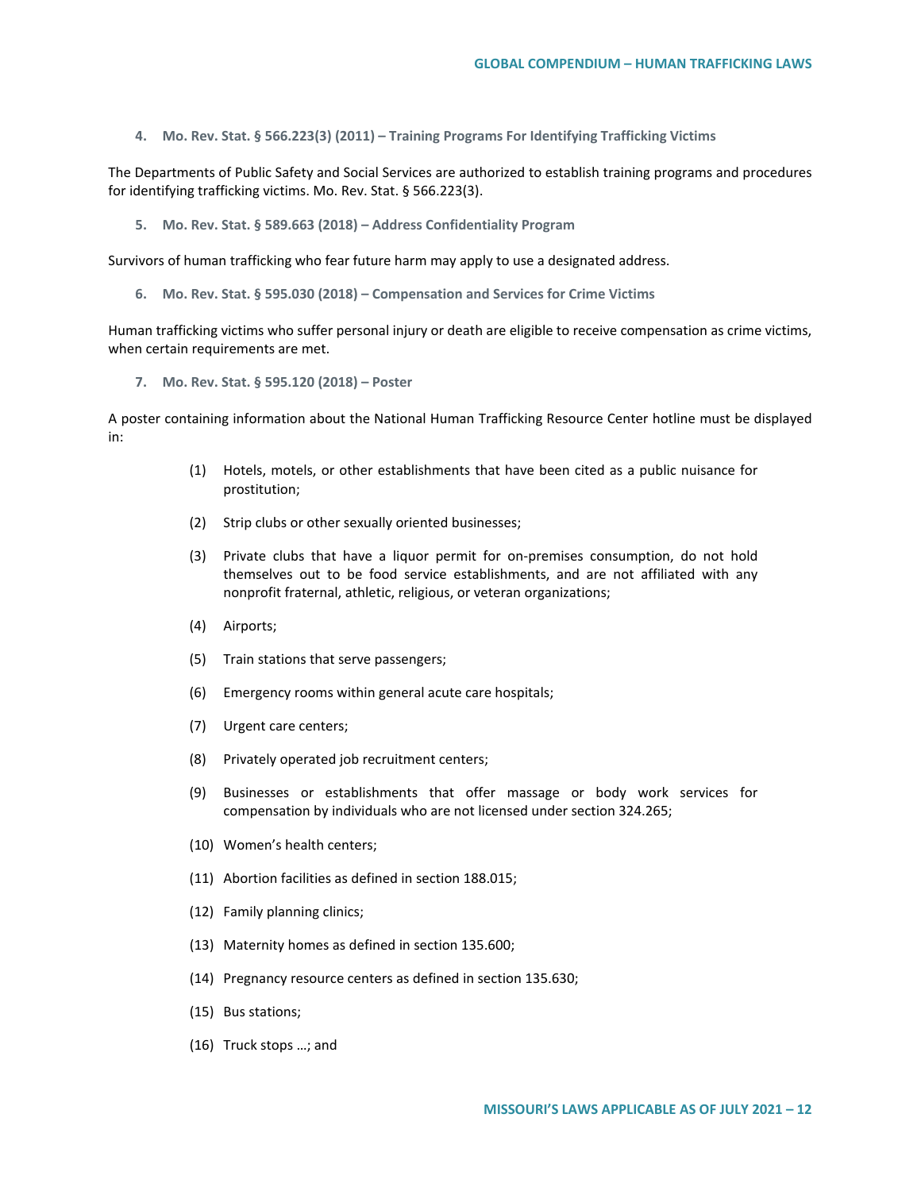### 4. Mo. Rev. Stat. § 566.223(3) (2011) – Training Programs For Identifying Trafficking Victims

The Departments of Public Safety and Social Services are authorized to establish training programs and procedures for identifying trafficking victims. Mo. Rev. Stat. § 566.223(3).

### 5. Mo. Rev. Stat. § 589.663 (2018) – Address Confidentiality Program

Survivors of human trafficking who fear future harm may apply to use a designated address.

### 6. Mo. Rev. Stat. § 595.030 (2018) – Compensation and Services for Crime Victims

Human trafficking victims who suffer personal injury or death are eligible to receive compensation as crime victims, when certain requirements are met.

### 7. Mo. Rev. Stat. § 595.120 (2018) – Poster

A poster containing information about the National Human Trafficking Resource Center hotline must be displayed in:

> (1) Hotels, motels, or other establishments that have been cited as a public nuisance for prostitution;
>
> (2) Strip clubs or other sexually oriented businesses;
>
> (3) Private clubs that have a liquor permit for on-premises consumption, do not hold themselves out to be food service establishments, and are not affiliated with any nonprofit fraternal, athletic, religious, or veteran organizations;
>
> (4) Airports;
>
> (5) Train stations that serve passengers;
>
> (6) Emergency rooms within general acute care hospitals;
>
> (7) Urgent care centers;
>
> (8) Privately operated job recruitment centers;
>
> (9) Businesses or establishments that offer massage or body work services for compensation by individuals who are not licensed under section 324.265;
>
> (10) Women's health centers;
>
> (11) Abortion facilities as defined in section 188.015;
>
> (12) Family planning clinics;
>
> (13) Maternity homes as defined in section 135.600;
>
> (14) Pregnancy resource centers as defined in section 135.630;
>
> (15) Bus stations;
>
> (16) Truck stops …; and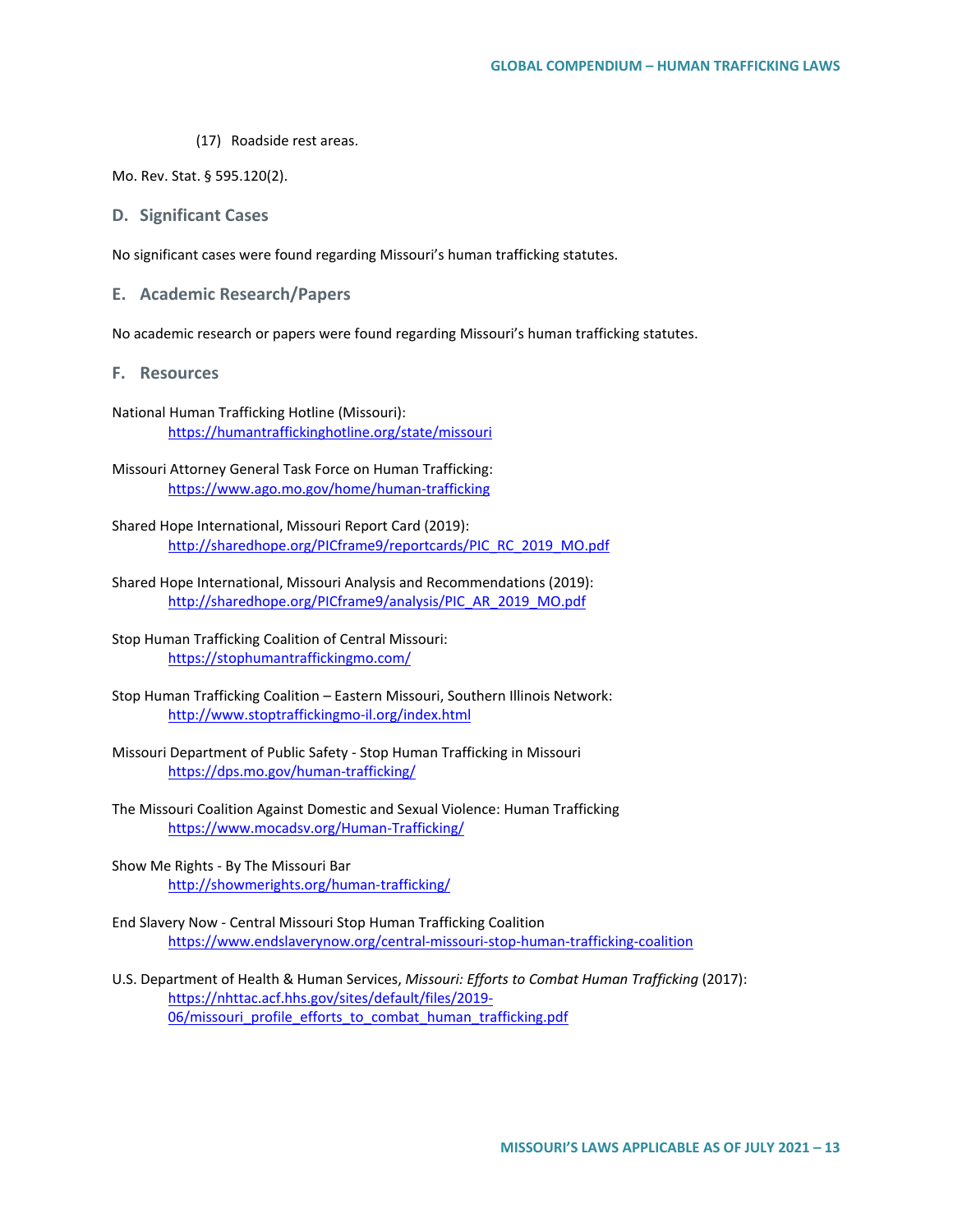(17) Roadside rest areas.

Mo. Rev. Stat. § 595.120(2).

## D. Significant Cases

No significant cases were found regarding Missouri's human trafficking statutes.

## E. Academic Research/Papers

No academic research or papers were found regarding Missouri's human trafficking statutes.

## F. Resources

National Human Trafficking Hotline (Missouri):
https://humantraffickinghotline.org/state/missouri

Missouri Attorney General Task Force on Human Trafficking:
https://www.ago.mo.gov/home/human-trafficking

Shared Hope International, Missouri Report Card (2019):
http://sharedhope.org/PICframe9/reportcards/PIC_RC_2019_MO.pdf

Shared Hope International, Missouri Analysis and Recommendations (2019):
http://sharedhope.org/PICframe9/analysis/PIC_AR_2019_MO.pdf

Stop Human Trafficking Coalition of Central Missouri:
https://stophumantraffickingmo.com/

Stop Human Trafficking Coalition – Eastern Missouri, Southern Illinois Network:
http://www.stoptraffickingmo-il.org/index.html

Missouri Department of Public Safety - Stop Human Trafficking in Missouri
https://dps.mo.gov/human-trafficking/

The Missouri Coalition Against Domestic and Sexual Violence: Human Trafficking
https://www.mocadsv.org/Human-Trafficking/

Show Me Rights - By The Missouri Bar
http://showmerights.org/human-trafficking/

End Slavery Now - Central Missouri Stop Human Trafficking Coalition
https://www.endslaverynow.org/central-missouri-stop-human-trafficking-coalition

U.S. Department of Health & Human Services, *Missouri: Efforts to Combat Human Trafficking* (2017):
https://nhttac.acf.hhs.gov/sites/default/files/2019-06/missouri_profile_efforts_to_combat_human_trafficking.pdf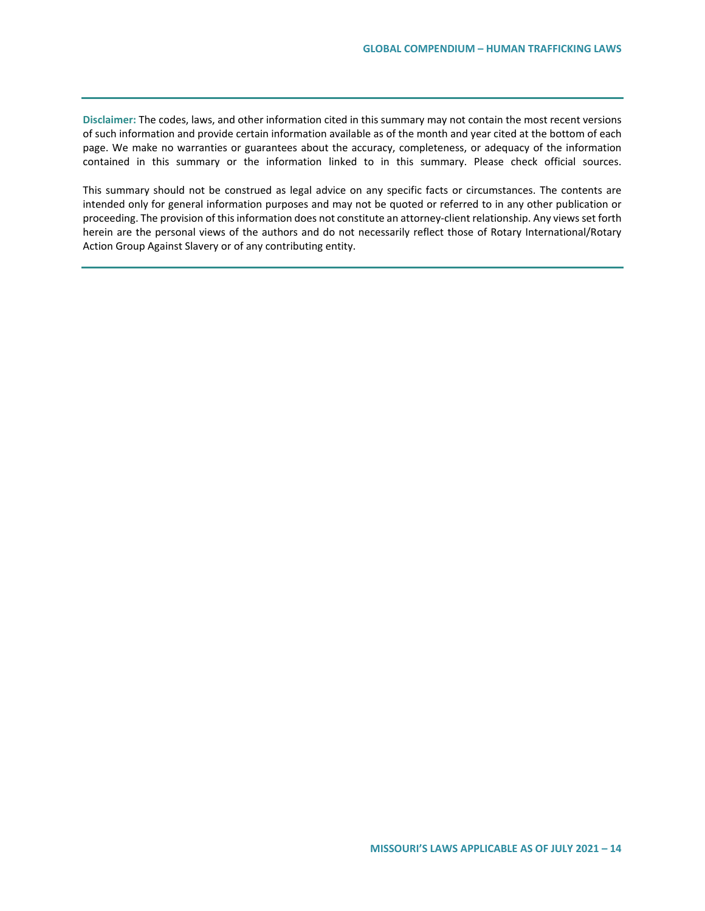**Disclaimer:** The codes, laws, and other information cited in this summary may not contain the most recent versions of such information and provide certain information available as of the month and year cited at the bottom of each page. We make no warranties or guarantees about the accuracy, completeness, or adequacy of the information contained in this summary or the information linked to in this summary. Please check official sources.

This summary should not be construed as legal advice on any specific facts or circumstances. The contents are intended only for general information purposes and may not be quoted or referred to in any other publication or proceeding. The provision of this information does not constitute an attorney-client relationship. Any views set forth herein are the personal views of the authors and do not necessarily reflect those of Rotary International/Rotary Action Group Against Slavery or of any contributing entity.